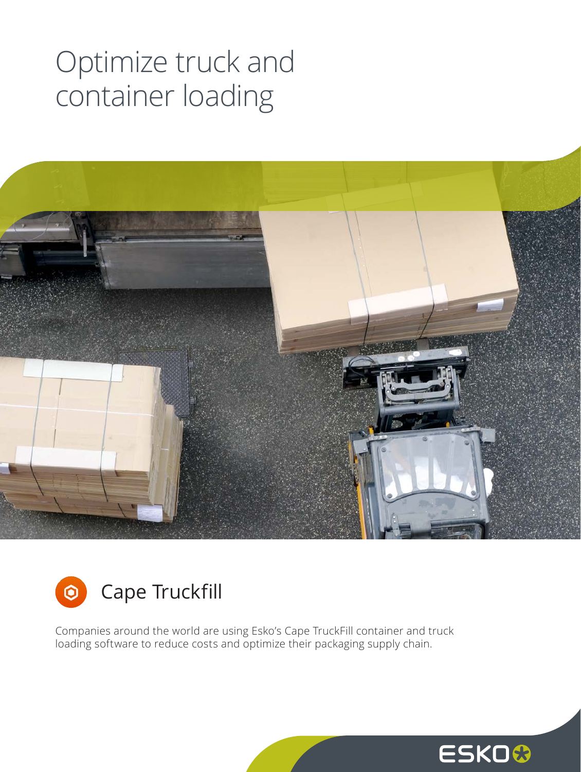# Optimize truck and container loading

## Cape Truckfill

Companies around the world are using Esko's Cape TruckFill container and truck loading software to reduce costs and optimize their packaging supply chain.

ESKO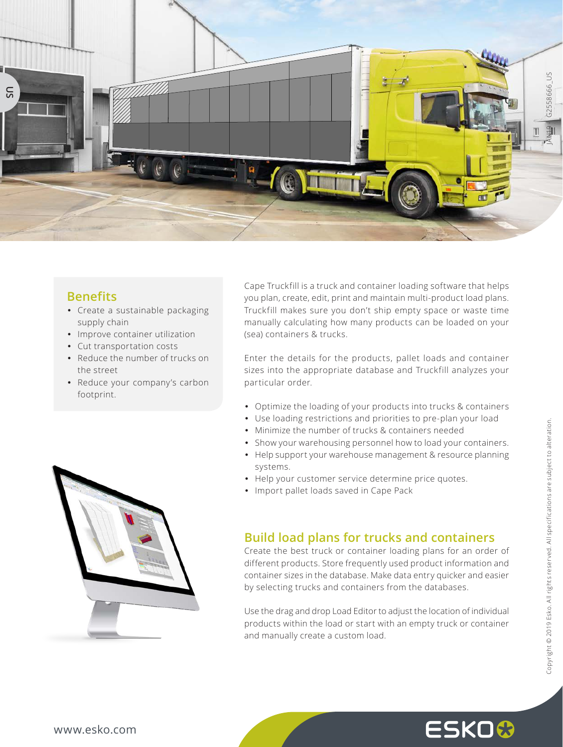## Benefits

- Create a sustainable packaging supply chain
- Improve container utilization
- Cut transportation costs
- Reduce the number of trucks on the street
- Reduce your company's carbon footprint.

Cape Truckfill is a truck and container loading software that helps you plan, create, edit, print and maintain multi-product load plans. Truckfill makes sure you don't ship empty space or waste time manually calculating how many products can be loaded on your (sea) containers & trucks.

Enter the details for the products, pallet loads and container sizes into the appropriate database and Truckfill analyzes your particular order.

- Optimize the loading of your products into trucks & containers
- Use loading restrictions and priorities to pre-plan your load
- Minimize the number of trucks & containers needed
- Show your warehousing personnel how to load your containers.
- Help support your warehouse management & resource planning systems.
- Help your customer service determine price quotes.
- Import pallet loads saved in Cape Pack

## Build load plans for trucks and containers

Create the best truck or container loading plans for an order of different products. Store frequently used product information and container sizes in the database. Make data entry quicker and easier by selecting trucks and containers from the databases.

Use the drag and drop Load Editor to adjust the location of individual products within the load or start with an empty truck or container and manually create a custom load.

Copyright © 2019 Esko. All rights reserved. All specifications are subject to alteration.

JAN19 G2558666_US

www.esko.com